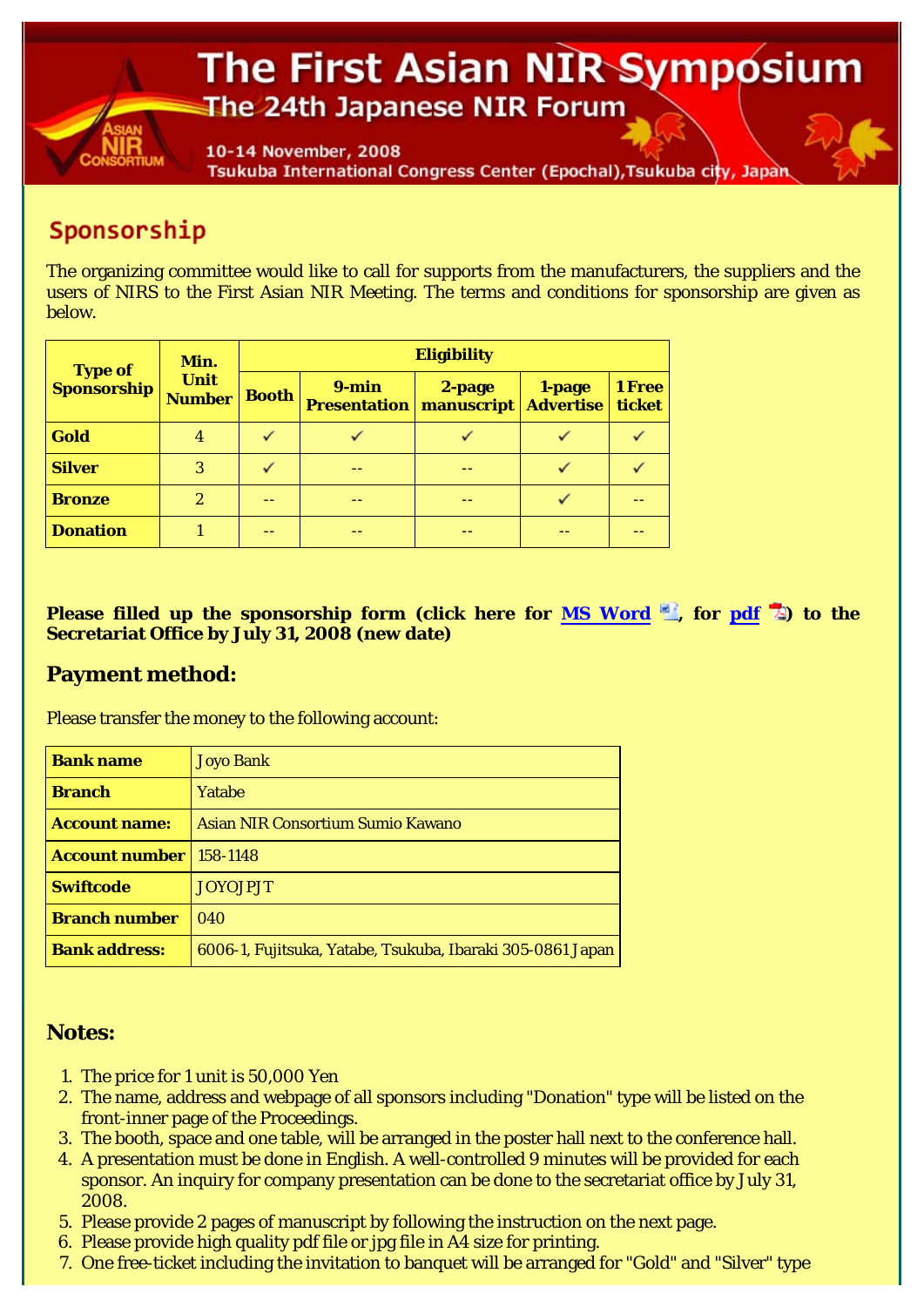# The First Asian NIR Symposium

## The 24th Japanese NIR Forum

10-14 November, 2008

Tsukuba International Congress Center (Epochal), Tsukuba city, Japan

## Sponsorship

The organizing committee would like to call for supports from the manufacturers, the suppliers and the users of NIRS to the First Asian NIR Meeting. The terms and conditions for sponsorship are given as below.

| Type of Sponsorship | Min. Unit Number | Eligibility | | | | |
|---|---|---|---|---|---|---|
| | | Booth | 9-min Presentation | 2-page manuscript | 1-page Advertise | 1 Free ticket |
| **Gold** | 4 | ✓ | ✓ | ✓ | ✓ | ✓ |
| **Silver** | 3 | ✓ | -- | -- | ✓ | ✓ |
| **Bronze** | 2 | -- | -- | -- | ✓ | -- |
| **Donation** | 1 | -- | -- | -- | -- | -- |

**Please filled up the sponsorship form (click here for MS Word, for pdf) to the Secretariat Office by July 31, 2008 (new date)**

### Payment method:

Please transfer the money to the following account:

| | |
|---|---|
| **Bank name** | Joyo Bank |
| **Branch** | Yatabe |
| **Account name:** | Asian NIR Consortium Sumio Kawano |
| **Account number** | 158-1148 |
| **Swiftcode** | JOYOJPJT |
| **Branch number** | 040 |
| **Bank address:** | 6006-1, Fujitsuka, Yatabe, Tsukuba, Ibaraki 305-0861 Japan |

### Notes:

1. The price for 1 unit is 50,000 Yen
2. The name, address and webpage of all sponsors including "Donation" type will be listed on the front-inner page of the Proceedings.
3. The booth, space and one table, will be arranged in the poster hall next to the conference hall.
4. A presentation must be done in English. A well-controlled 9 minutes will be provided for each sponsor. An inquiry for company presentation can be done to the secretariat office by July 31, 2008.
5. Please provide 2 pages of manuscript by following the instruction on the next page.
6. Please provide high quality pdf file or jpg file in A4 size for printing.
7. One free-ticket including the invitation to banquet will be arranged for "Gold" and "Silver" type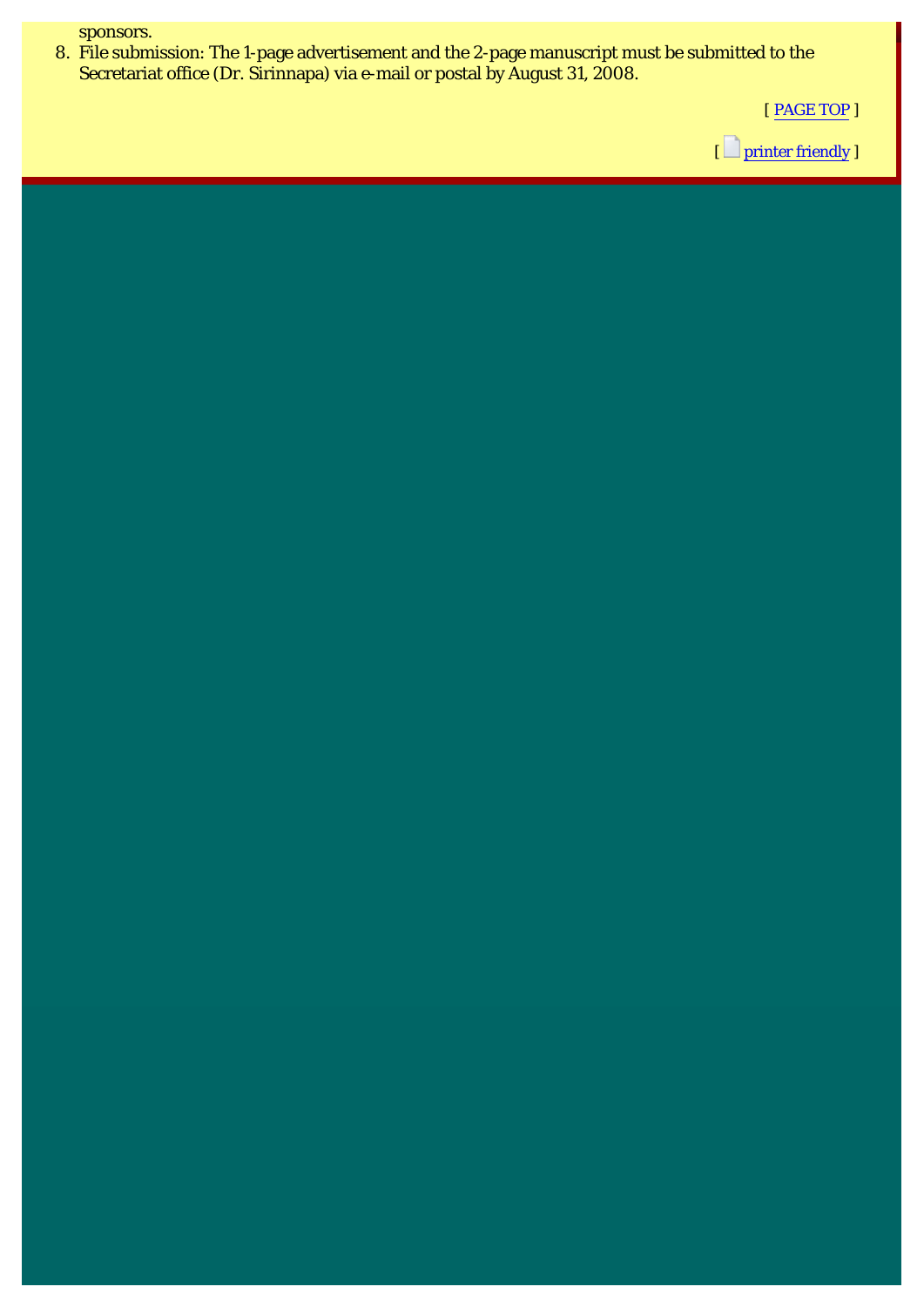sponsors.

8. File submission: The 1-page advertisement and the 2-page manuscript must be submitted to the Secretariat office (Dr. Sirinnapa) via e-mail or postal by August 31, 2008.

[ PAGE TOP ]

[ printer friendly ]